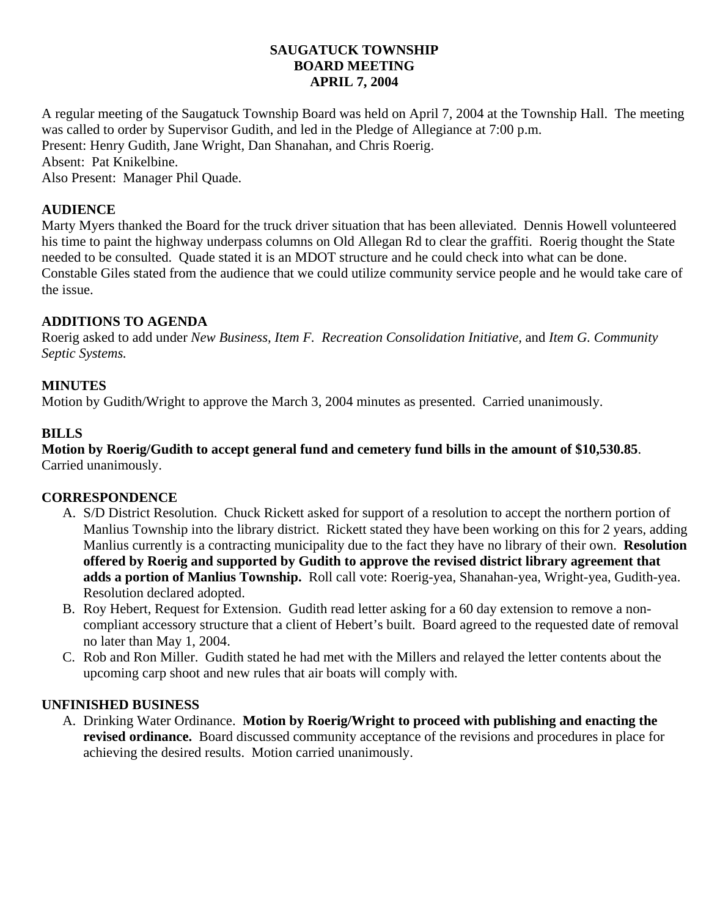# SAUGATUCK TOWNSHIP
# BOARD MEETING
# APRIL 7, 2004

A regular meeting of the Saugatuck Township Board was held on April 7, 2004 at the Township Hall. The meeting was called to order by Supervisor Gudith, and led in the Pledge of Allegiance at 7:00 p.m.
Present: Henry Gudith, Jane Wright, Dan Shanahan, and Chris Roerig.
Absent: Pat Knikelbine.
Also Present: Manager Phil Quade.

## AUDIENCE

Marty Myers thanked the Board for the truck driver situation that has been alleviated. Dennis Howell volunteered his time to paint the highway underpass columns on Old Allegan Rd to clear the graffiti. Roerig thought the State needed to be consulted. Quade stated it is an MDOT structure and he could check into what can be done. Constable Giles stated from the audience that we could utilize community service people and he would take care of the issue.

## ADDITIONS TO AGENDA

Roerig asked to add under *New Business, Item F. Recreation Consolidation Initiative,* and *Item G. Community Septic Systems.*

## MINUTES

Motion by Gudith/Wright to approve the March 3, 2004 minutes as presented. Carried unanimously.

## BILLS

**Motion by Roerig/Gudith to accept general fund and cemetery fund bills in the amount of $10,530.85**. Carried unanimously.

## CORRESPONDENCE

A. S/D District Resolution. Chuck Rickett asked for support of a resolution to accept the northern portion of Manlius Township into the library district. Rickett stated they have been working on this for 2 years, adding Manlius currently is a contracting municipality due to the fact they have no library of their own. **Resolution offered by Roerig and supported by Gudith to approve the revised district library agreement that adds a portion of Manlius Township.** Roll call vote: Roerig-yea, Shanahan-yea, Wright-yea, Gudith-yea. Resolution declared adopted.
B. Roy Hebert, Request for Extension. Gudith read letter asking for a 60 day extension to remove a non-compliant accessory structure that a client of Hebert's built. Board agreed to the requested date of removal no later than May 1, 2004.
C. Rob and Ron Miller. Gudith stated he had met with the Millers and relayed the letter contents about the upcoming carp shoot and new rules that air boats will comply with.

## UNFINISHED BUSINESS

A. Drinking Water Ordinance. **Motion by Roerig/Wright to proceed with publishing and enacting the revised ordinance.** Board discussed community acceptance of the revisions and procedures in place for achieving the desired results. Motion carried unanimously.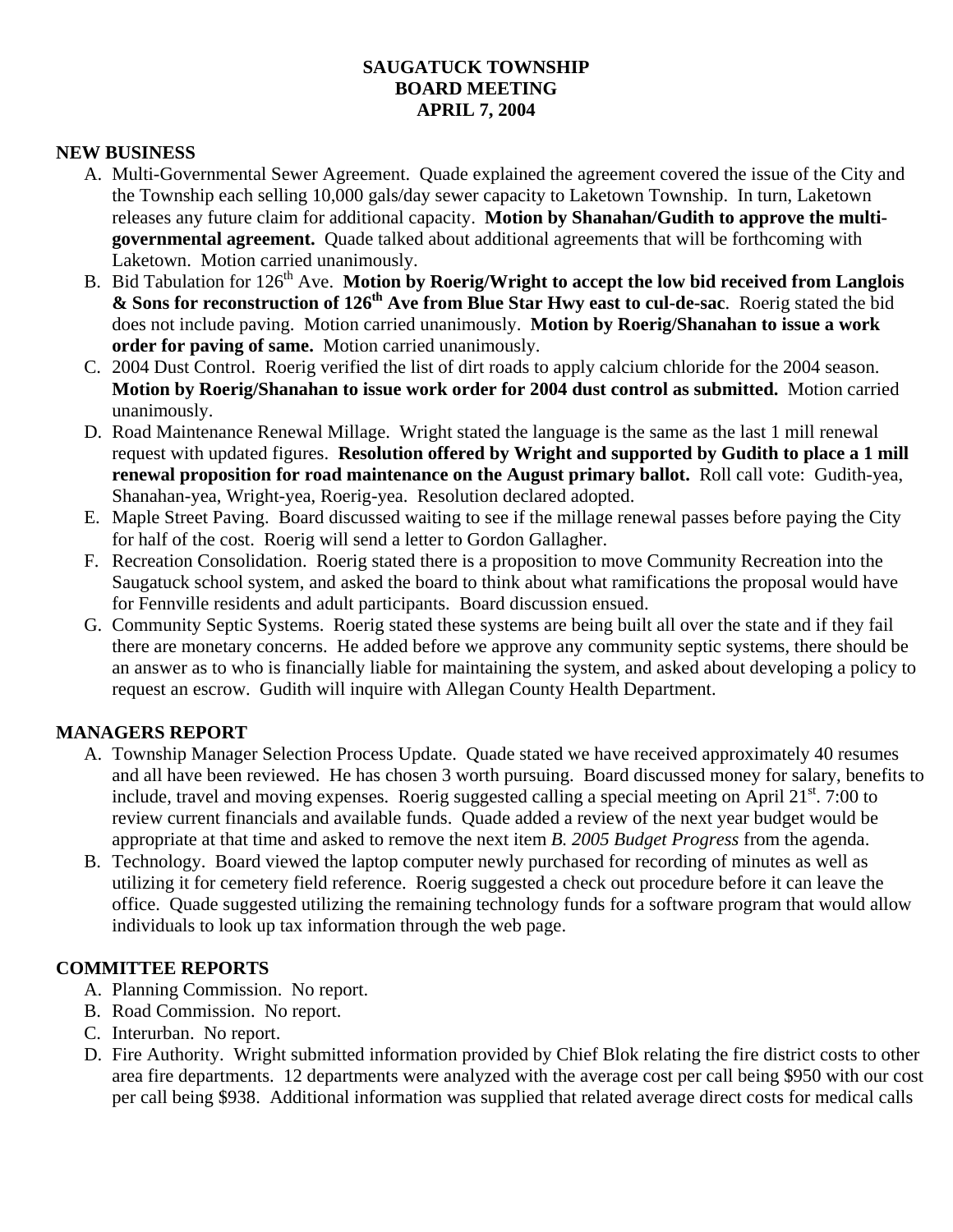**SAUGATUCK TOWNSHIP**
**BOARD MEETING**
**APRIL 7, 2004**

## NEW BUSINESS

A. Multi-Governmental Sewer Agreement. Quade explained the agreement covered the issue of the City and the Township each selling 10,000 gals/day sewer capacity to Laketown Township. In turn, Laketown releases any future claim for additional capacity. **Motion by Shanahan/Gudith to approve the multi-governmental agreement.** Quade talked about additional agreements that will be forthcoming with Laketown. Motion carried unanimously.

B. Bid Tabulation for 126th Ave. **Motion by Roerig/Wright to accept the low bid received from Langlois & Sons for reconstruction of 126th Ave from Blue Star Hwy east to cul-de-sac**. Roerig stated the bid does not include paving. Motion carried unanimously. **Motion by Roerig/Shanahan to issue a work order for paving of same.** Motion carried unanimously.

C. 2004 Dust Control. Roerig verified the list of dirt roads to apply calcium chloride for the 2004 season. **Motion by Roerig/Shanahan to issue work order for 2004 dust control as submitted.** Motion carried unanimously.

D. Road Maintenance Renewal Millage. Wright stated the language is the same as the last 1 mill renewal request with updated figures. **Resolution offered by Wright and supported by Gudith to place a 1 mill renewal proposition for road maintenance on the August primary ballot.** Roll call vote: Gudith-yea, Shanahan-yea, Wright-yea, Roerig-yea. Resolution declared adopted.

E. Maple Street Paving. Board discussed waiting to see if the millage renewal passes before paying the City for half of the cost. Roerig will send a letter to Gordon Gallagher.

F. Recreation Consolidation. Roerig stated there is a proposition to move Community Recreation into the Saugatuck school system, and asked the board to think about what ramifications the proposal would have for Fennville residents and adult participants. Board discussion ensued.

G. Community Septic Systems. Roerig stated these systems are being built all over the state and if they fail there are monetary concerns. He added before we approve any community septic systems, there should be an answer as to who is financially liable for maintaining the system, and asked about developing a policy to request an escrow. Gudith will inquire with Allegan County Health Department.

## MANAGERS REPORT

A. Township Manager Selection Process Update. Quade stated we have received approximately 40 resumes and all have been reviewed. He has chosen 3 worth pursuing. Board discussed money for salary, benefits to include, travel and moving expenses. Roerig suggested calling a special meeting on April 21st. 7:00 to review current financials and available funds. Quade added a review of the next year budget would be appropriate at that time and asked to remove the next item *B. 2005 Budget Progress* from the agenda.

B. Technology. Board viewed the laptop computer newly purchased for recording of minutes as well as utilizing it for cemetery field reference. Roerig suggested a check out procedure before it can leave the office. Quade suggested utilizing the remaining technology funds for a software program that would allow individuals to look up tax information through the web page.

## COMMITTEE REPORTS

A. Planning Commission. No report.

B. Road Commission. No report.

C. Interurban. No report.

D. Fire Authority. Wright submitted information provided by Chief Blok relating the fire district costs to other area fire departments. 12 departments were analyzed with the average cost per call being $950 with our cost per call being $938. Additional information was supplied that related average direct costs for medical calls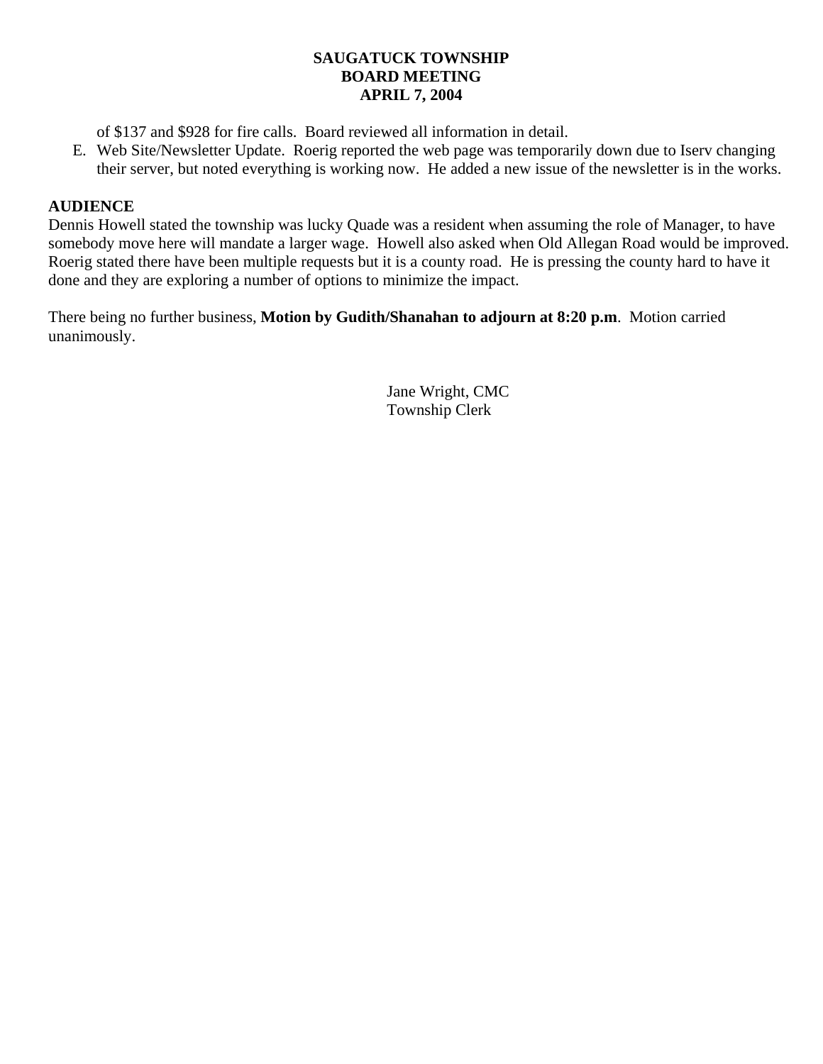of $137 and $928 for fire calls. Board reviewed all information in detail.

E. Web Site/Newsletter Update. Roerig reported the web page was temporarily down due to Iserv changing their server, but noted everything is working now. He added a new issue of the newsletter is in the works.

**AUDIENCE**

Dennis Howell stated the township was lucky Quade was a resident when assuming the role of Manager, to have somebody move here will mandate a larger wage. Howell also asked when Old Allegan Road would be improved. Roerig stated there have been multiple requests but it is a county road. He is pressing the county hard to have it done and they are exploring a number of options to minimize the impact.

There being no further business, **Motion by Gudith/Shanahan to adjourn at 8:20 p.m**. Motion carried unanimously.

Jane Wright, CMC
Township Clerk